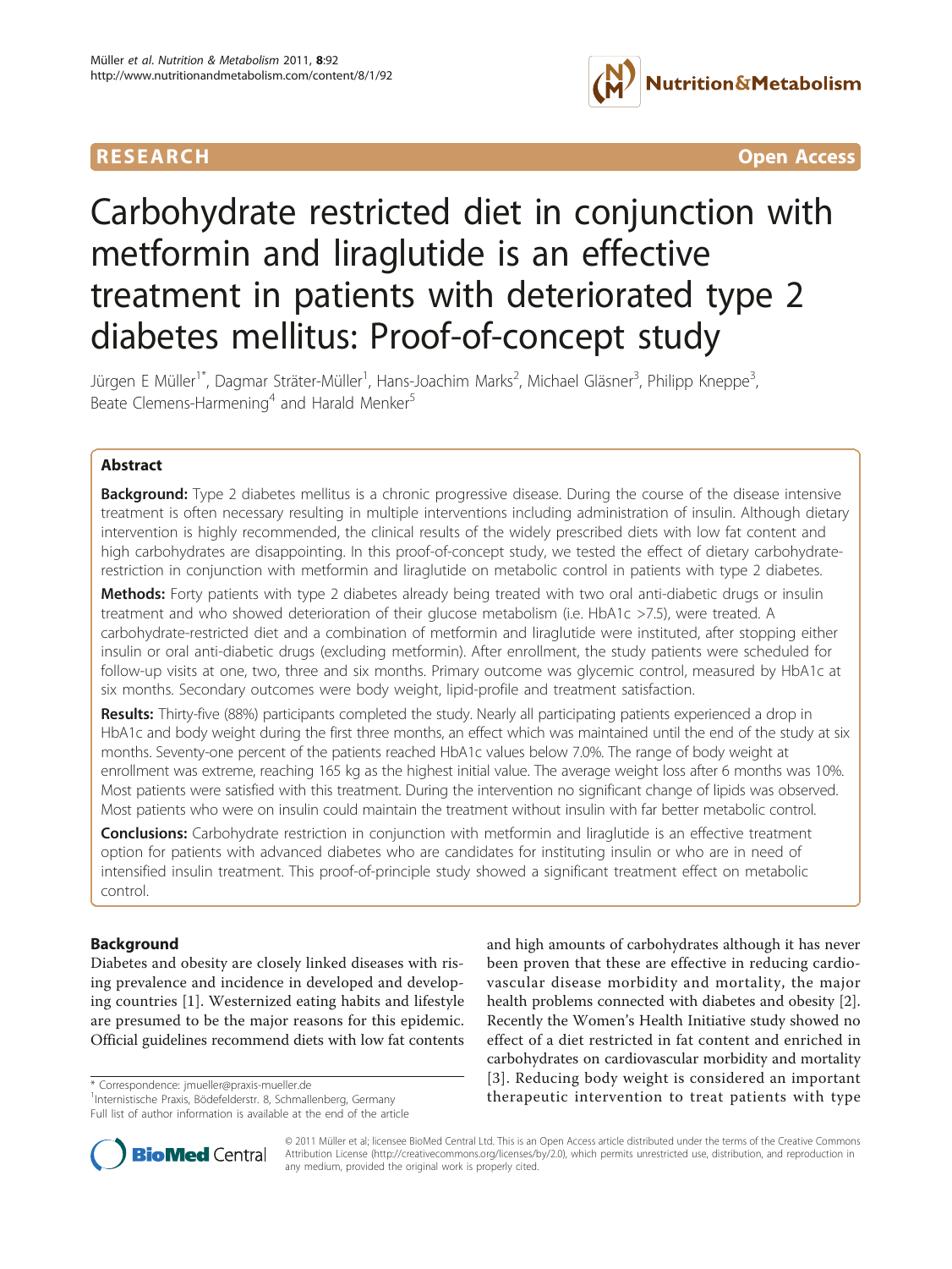RESEARCH Open Access

# Carbohydrate restricted diet in conjunction with metformin and liraglutide is an effective treatment in patients with deteriorated type 2 diabetes mellitus: Proof-of-concept study

Jürgen E Müller[1*], Dagmar Sträter-Müller[1], Hans-Joachim Marks[2], Michael Gläsner[3], Philipp Kneppe[3], Beate Clemens-Harmening[4] and Harald Menker[5]

## Abstract

**Background:** Type 2 diabetes mellitus is a chronic progressive disease. During the course of the disease intensive treatment is often necessary resulting in multiple interventions including administration of insulin. Although dietary intervention is highly recommended, the clinical results of the widely prescribed diets with low fat content and high carbohydrates are disappointing. In this proof-of-concept study, we tested the effect of dietary carbohydrate-restriction in conjunction with metformin and liraglutide on metabolic control in patients with type 2 diabetes.

**Methods:** Forty patients with type 2 diabetes already being treated with two oral anti-diabetic drugs or insulin treatment and who showed deterioration of their glucose metabolism (i.e. HbA1c >7.5), were treated. A carbohydrate-restricted diet and a combination of metformin and liraglutide were instituted, after stopping either insulin or oral anti-diabetic drugs (excluding metformin). After enrollment, the study patients were scheduled for follow-up visits at one, two, three and six months. Primary outcome was glycemic control, measured by HbA1c at six months. Secondary outcomes were body weight, lipid-profile and treatment satisfaction.

**Results:** Thirty-five (88%) participants completed the study. Nearly all participating patients experienced a drop in HbA1c and body weight during the first three months, an effect which was maintained until the end of the study at six months. Seventy-one percent of the patients reached HbA1c values below 7.0%. The range of body weight at enrollment was extreme, reaching 165 kg as the highest initial value. The average weight loss after 6 months was 10%. Most patients were satisfied with this treatment. During the intervention no significant change of lipids was observed. Most patients who were on insulin could maintain the treatment without insulin with far better metabolic control.

**Conclusions:** Carbohydrate restriction in conjunction with metformin and liraglutide is an effective treatment option for patients with advanced diabetes who are candidates for instituting insulin or who are in need of intensified insulin treatment. This proof-of-principle study showed a significant treatment effect on metabolic control.

## Background

Diabetes and obesity are closely linked diseases with rising prevalence and incidence in developed and developing countries [1]. Westernized eating habits and lifestyle are presumed to be the major reasons for this epidemic. Official guidelines recommend diets with low fat contents and high amounts of carbohydrates although it has never been proven that these are effective in reducing cardiovascular disease morbidity and mortality, the major health problems connected with diabetes and obesity [2]. Recently the Women's Health Initiative study showed no effect of a diet restricted in fat content and enriched in carbohydrates on cardiovascular morbidity and mortality [3]. Reducing body weight is considered an important therapeutic intervention to treat patients with type

\* Correspondence: jmueller@praxis-mueller.de
[1]Internistische Praxis, Bödefelderstr. 8, Schmallenberg, Germany
Full list of author information is available at the end of the article

© 2011 Müller et al; licensee BioMed Central Ltd. This is an Open Access article distributed under the terms of the Creative Commons Attribution License (http://creativecommons.org/licenses/by/2.0), which permits unrestricted use, distribution, and reproduction in any medium, provided the original work is properly cited.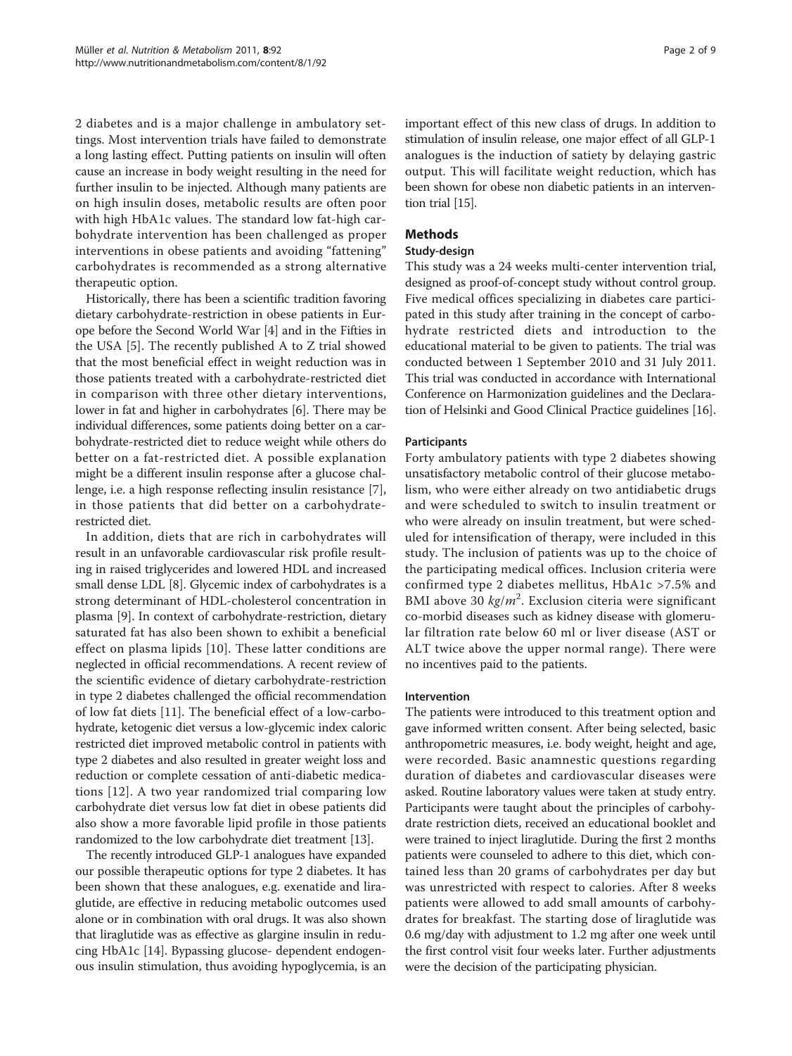2 diabetes and is a major challenge in ambulatory settings. Most intervention trials have failed to demonstrate a long lasting effect. Putting patients on insulin will often cause an increase in body weight resulting in the need for further insulin to be injected. Although many patients are on high insulin doses, metabolic results are often poor with high HbA1c values. The standard low fat-high carbohydrate intervention has been challenged as proper interventions in obese patients and avoiding "fattening" carbohydrates is recommended as a strong alternative therapeutic option.

Historically, there has been a scientific tradition favoring dietary carbohydrate-restriction in obese patients in Europe before the Second World War [4] and in the Fifties in the USA [5]. The recently published A to Z trial showed that the most beneficial effect in weight reduction was in those patients treated with a carbohydrate-restricted diet in comparison with three other dietary interventions, lower in fat and higher in carbohydrates [6]. There may be individual differences, some patients doing better on a carbohydrate-restricted diet to reduce weight while others do better on a fat-restricted diet. A possible explanation might be a different insulin response after a glucose challenge, i.e. a high response reflecting insulin resistance [7], in those patients that did better on a carbohydrate-restricted diet.

In addition, diets that are rich in carbohydrates will result in an unfavorable cardiovascular risk profile resulting in raised triglycerides and lowered HDL and increased small dense LDL [8]. Glycemic index of carbohydrates is a strong determinant of HDL-cholesterol concentration in plasma [9]. In context of carbohydrate-restriction, dietary saturated fat has also been shown to exhibit a beneficial effect on plasma lipids [10]. These latter conditions are neglected in official recommendations. A recent review of the scientific evidence of dietary carbohydrate-restriction in type 2 diabetes challenged the official recommendation of low fat diets [11]. The beneficial effect of a low-carbohydrate, ketogenic diet versus a low-glycemic index caloric restricted diet improved metabolic control in patients with type 2 diabetes and also resulted in greater weight loss and reduction or complete cessation of anti-diabetic medications [12]. A two year randomized trial comparing low carbohydrate diet versus low fat diet in obese patients did also show a more favorable lipid profile in those patients randomized to the low carbohydrate diet treatment [13].

The recently introduced GLP-1 analogues have expanded our possible therapeutic options for type 2 diabetes. It has been shown that these analogues, e.g. exenatide and liraglutide, are effective in reducing metabolic outcomes used alone or in combination with oral drugs. It was also shown that liraglutide was as effective as glargine insulin in reducing HbA1c [14]. Bypassing glucose- dependent endogenous insulin stimulation, thus avoiding hypoglycemia, is an important effect of this new class of drugs. In addition to stimulation of insulin release, one major effect of all GLP-1 analogues is the induction of satiety by delaying gastric output. This will facilitate weight reduction, which has been shown for obese non diabetic patients in an intervention trial [15].

## Methods

### Study-design

This study was a 24 weeks multi-center intervention trial, designed as proof-of-concept study without control group. Five medical offices specializing in diabetes care participated in this study after training in the concept of carbohydrate restricted diets and introduction to the educational material to be given to patients. The trial was conducted between 1 September 2010 and 31 July 2011. This trial was conducted in accordance with International Conference on Harmonization guidelines and the Declaration of Helsinki and Good Clinical Practice guidelines [16].

### Participants

Forty ambulatory patients with type 2 diabetes showing unsatisfactory metabolic control of their glucose metabolism, who were either already on two antidiabetic drugs and were scheduled to switch to insulin treatment or who were already on insulin treatment, but were scheduled for intensification of therapy, were included in this study. The inclusion of patients was up to the choice of the participating medical offices. Inclusion criteria were confirmed type 2 diabetes mellitus, HbA1c >7.5% and BMI above 30 $kg/m^2$. Exclusion citeria were significant co-morbid diseases such as kidney disease with glomerular filtration rate below 60 ml or liver disease (AST or ALT twice above the upper normal range). There were no incentives paid to the patients.

### Intervention

The patients were introduced to this treatment option and gave informed written consent. After being selected, basic anthropometric measures, i.e. body weight, height and age, were recorded. Basic anamnestic questions regarding duration of diabetes and cardiovascular diseases were asked. Routine laboratory values were taken at study entry. Participants were taught about the principles of carbohydrate restriction diets, received an educational booklet and were trained to inject liraglutide. During the first 2 months patients were counseled to adhere to this diet, which contained less than 20 grams of carbohydrates per day but was unrestricted with respect to calories. After 8 weeks patients were allowed to add small amounts of carbohydrates for breakfast. The starting dose of liraglutide was 0.6 mg/day with adjustment to 1.2 mg after one week until the first control visit four weeks later. Further adjustments were the decision of the participating physician.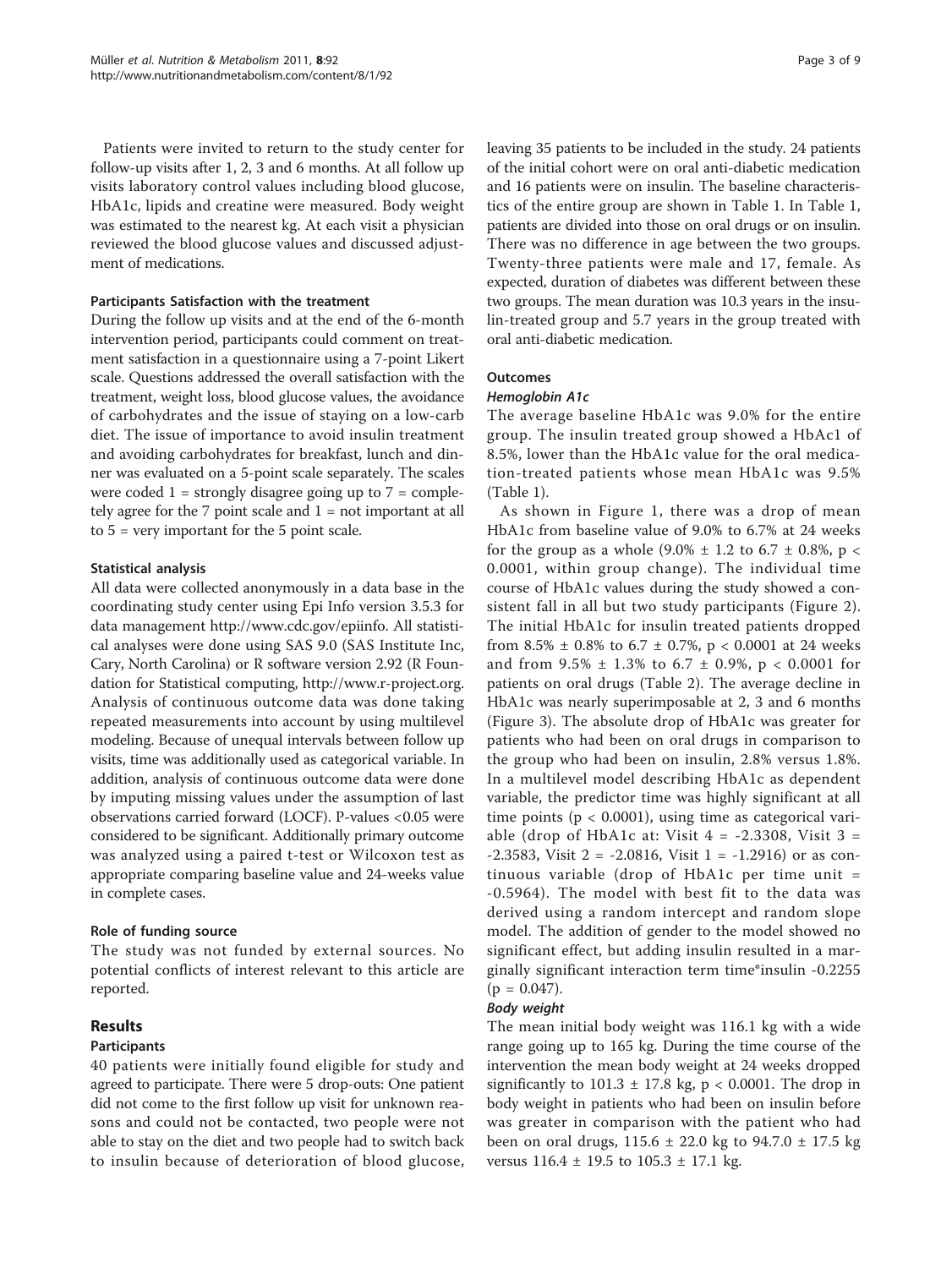Patients were invited to return to the study center for follow-up visits after 1, 2, 3 and 6 months. At all follow up visits laboratory control values including blood glucose, HbA1c, lipids and creatine were measured. Body weight was estimated to the nearest kg. At each visit a physician reviewed the blood glucose values and discussed adjustment of medications.

### Participants Satisfaction with the treatment

During the follow up visits and at the end of the 6-month intervention period, participants could comment on treatment satisfaction in a questionnaire using a 7-point Likert scale. Questions addressed the overall satisfaction with the treatment, weight loss, blood glucose values, the avoidance of carbohydrates and the issue of staying on a low-carb diet. The issue of importance to avoid insulin treatment and avoiding carbohydrates for breakfast, lunch and dinner was evaluated on a 5-point scale separately. The scales were coded 1 = strongly disagree going up to 7 = completely agree for the 7 point scale and 1 = not important at all to 5 = very important for the 5 point scale.

### Statistical analysis

All data were collected anonymously in a data base in the coordinating study center using Epi Info version 3.5.3 for data management http://www.cdc.gov/epiinfo. All statistical analyses were done using SAS 9.0 (SAS Institute Inc, Cary, North Carolina) or R software version 2.92 (R Foundation for Statistical computing, http://www.r-project.org. Analysis of continuous outcome data was done taking repeated measurements into account by using multilevel modeling. Because of unequal intervals between follow up visits, time was additionally used as categorical variable. In addition, analysis of continuous outcome data were done by imputing missing values under the assumption of last observations carried forward (LOCF). P-values <0.05 were considered to be significant. Additionally primary outcome was analyzed using a paired t-test or Wilcoxon test as appropriate comparing baseline value and 24-weeks value in complete cases.

### Role of funding source

The study was not funded by external sources. No potential conflicts of interest relevant to this article are reported.

## Results

### Participants

40 patients were initially found eligible for study and agreed to participate. There were 5 drop-outs: One patient did not come to the first follow up visit for unknown reasons and could not be contacted, two people were not able to stay on the diet and two people had to switch back to insulin because of deterioration of blood glucose, leaving 35 patients to be included in the study. 24 patients of the initial cohort were on oral anti-diabetic medication and 16 patients were on insulin. The baseline characteristics of the entire group are shown in Table 1. In Table 1, patients are divided into those on oral drugs or on insulin. There was no difference in age between the two groups. Twenty-three patients were male and 17, female. As expected, duration of diabetes was different between these two groups. The mean duration was 10.3 years in the insulin-treated group and 5.7 years in the group treated with oral anti-diabetic medication.

### Outcomes

#### *Hemoglobin A1c*

The average baseline HbA1c was 9.0% for the entire group. The insulin treated group showed a HbAc1 of 8.5%, lower than the HbA1c value for the oral medication-treated patients whose mean HbA1c was 9.5% (Table 1).

As shown in Figure 1, there was a drop of mean HbA1c from baseline value of 9.0% to 6.7% at 24 weeks for the group as a whole (9.0% ± 1.2 to 6.7 ± 0.8%, $p < 0.0001$, within group change). The individual time course of HbA1c values during the study showed a consistent fall in all but two study participants (Figure 2). The initial HbA1c for insulin treated patients dropped from 8.5% ± 0.8% to 6.7 ± 0.7%, $p < 0.0001$ at 24 weeks and from 9.5% ± 1.3% to 6.7 ± 0.9%, $p < 0.0001$ for patients on oral drugs (Table 2). The average decline in HbA1c was nearly superimposable at 2, 3 and 6 months (Figure 3). The absolute drop of HbA1c was greater for patients who had been on oral drugs in comparison to the group who had been on insulin, 2.8% versus 1.8%. In a multilevel model describing HbA1c as dependent variable, the predictor time was highly significant at all time points ($p < 0.0001$), using time as categorical variable (drop of HbA1c at: Visit 4 = -2.3308, Visit 3 = -2.3583, Visit 2 = -2.0816, Visit 1 = -1.2916) or as continuous variable (drop of HbA1c per time unit = -0.5964). The model with best fit to the data was derived using a random intercept and random slope model. The addition of gender to the model showed no significant effect, but adding insulin resulted in a marginally significant interaction term time*insulin -0.2255 ($p = 0.047$).

#### *Body weight*

The mean initial body weight was 116.1 kg with a wide range going up to 165 kg. During the time course of the intervention the mean body weight at 24 weeks dropped significantly to 101.3 ± 17.8 kg, $p < 0.0001$. The drop in body weight in patients who had been on insulin before was greater in comparison with the patient who had been on oral drugs, 115.6 ± 22.0 kg to 94.7.0 ± 17.5 kg versus 116.4 ± 19.5 to 105.3 ± 17.1 kg.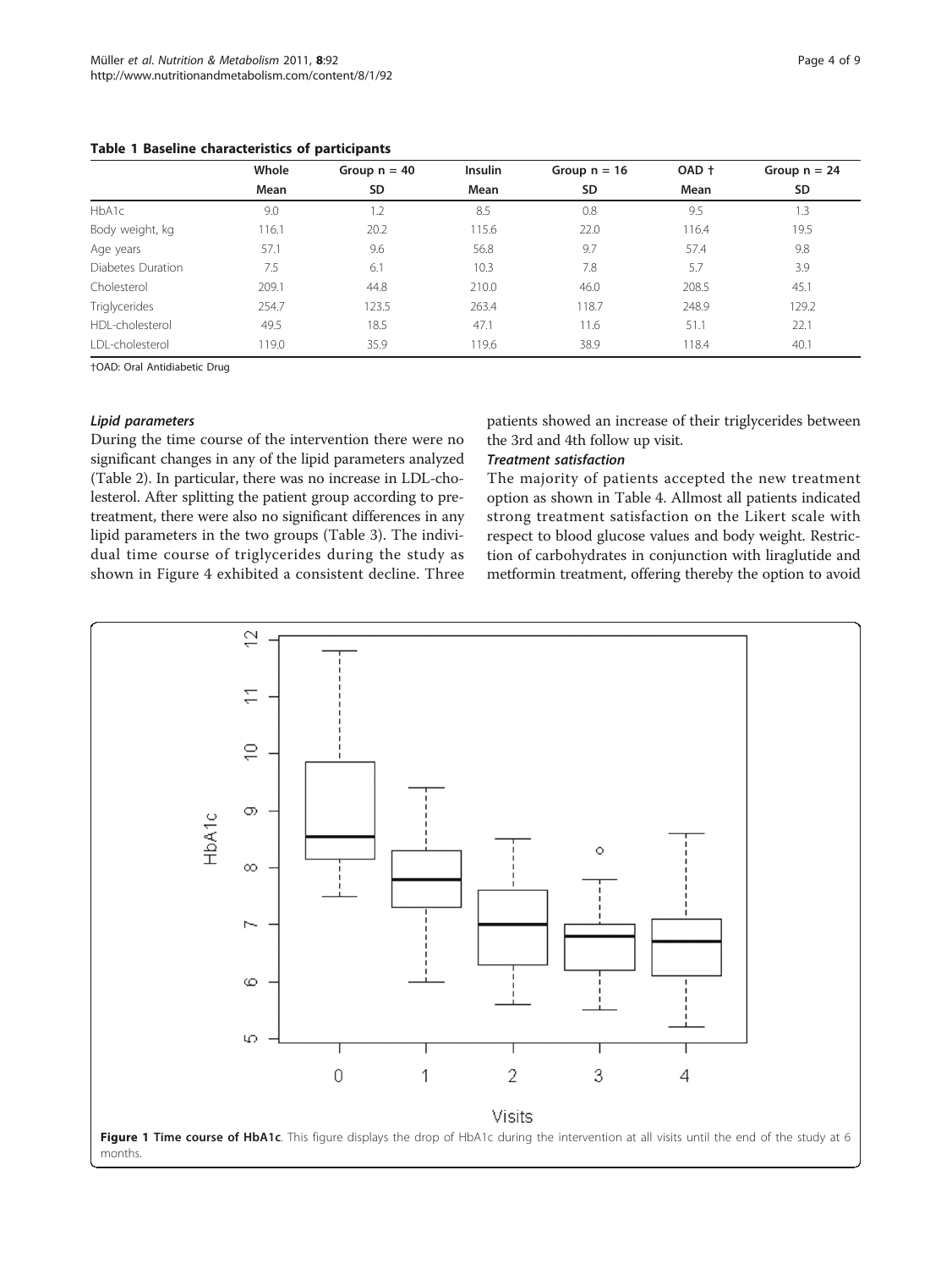**Table 1 Baseline characteristics of participants**

| | Whole | Group n = 40 | Insulin | Group n = 16 | OAD † | Group n = 24 |
|---|---|---|---|---|---|---|
| | **Mean** | **SD** | **Mean** | **SD** | **Mean** | **SD** |
| HbA1c | 9.0 | 1.2 | 8.5 | 0.8 | 9.5 | 1.3 |
| Body weight, kg | 116.1 | 20.2 | 115.6 | 22.0 | 116.4 | 19.5 |
| Age years | 57.1 | 9.6 | 56.8 | 9.7 | 57.4 | 9.8 |
| Diabetes Duration | 7.5 | 6.1 | 10.3 | 7.8 | 5.7 | 3.9 |
| Cholesterol | 209.1 | 44.8 | 210.0 | 46.0 | 208.5 | 45.1 |
| Triglycerides | 254.7 | 123.5 | 263.4 | 118.7 | 248.9 | 129.2 |
| HDL-cholesterol | 49.5 | 18.5 | 47.1 | 11.6 | 51.1 | 22.1 |
| LDL-cholesterol | 119.0 | 35.9 | 119.6 | 38.9 | 118.4 | 40.1 |

†OAD: Oral Antidiabetic Drug

#### *Lipid parameters*

During the time course of the intervention there were no significant changes in any of the lipid parameters analyzed (Table 2). In particular, there was no increase in LDL-cholesterol. After splitting the patient group according to pre-treatment, there were also no significant differences in any lipid parameters in the two groups (Table 3). The individual time course of triglycerides during the study as shown in Figure 4 exhibited a consistent decline. Three patients showed an increase of their triglycerides between the 3rd and 4th follow up visit.

#### *Treatment satisfaction*

The majority of patients accepted the new treatment option as shown in Table 4. Allmost all patients indicated strong treatment satisfaction on the Likert scale with respect to blood glucose values and body weight. Restriction of carbohydrates in conjunction with liraglutide and metformin treatment, offering thereby the option to avoid

**Figure 1 Time course of HbA1c**. This figure displays the drop of HbA1c during the intervention at all visits until the end of the study at 6 months.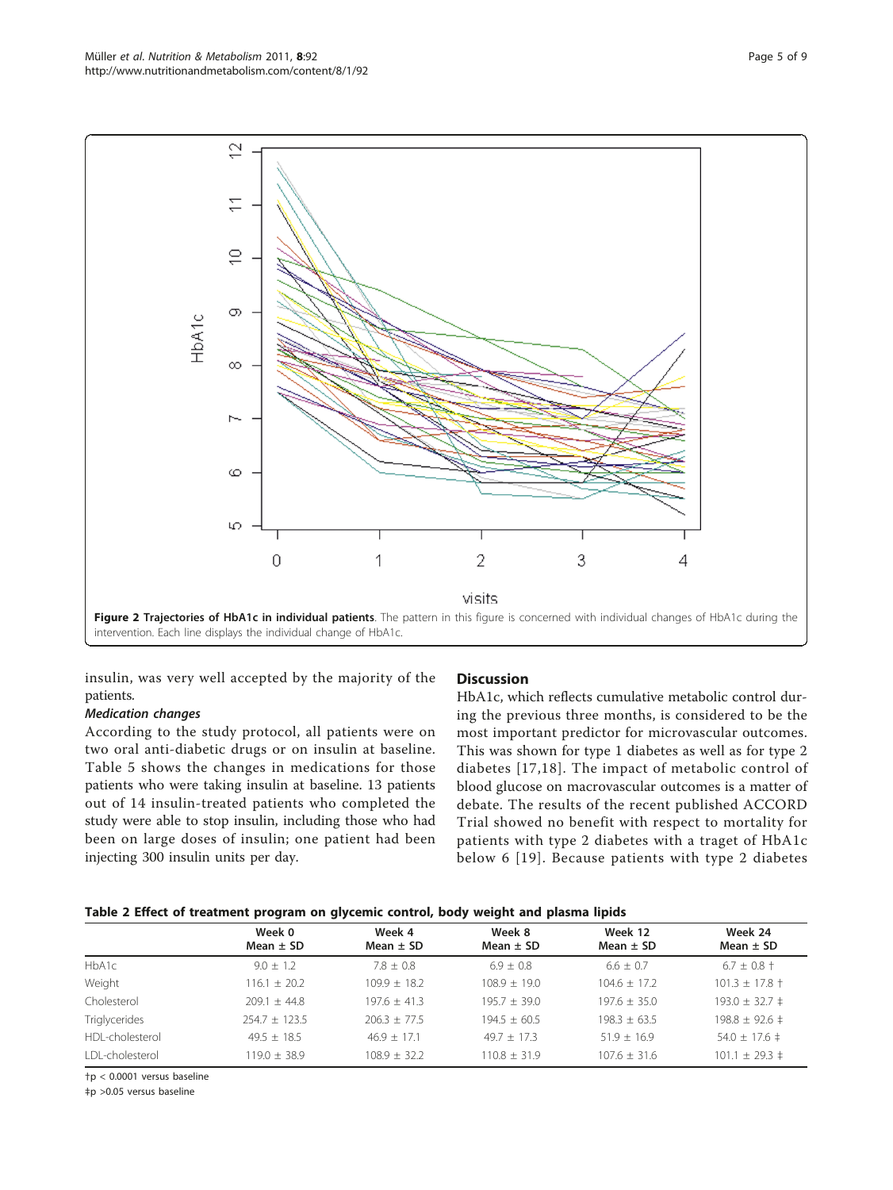**Figure 2 Trajectories of HbA1c in individual patients**. The pattern in this figure is concerned with individual changes of HbA1c during the intervention. Each line displays the individual change of HbA1c.

insulin, was very well accepted by the majority of the patients.

### *Medication changes*

According to the study protocol, all patients were on two oral anti-diabetic drugs or on insulin at baseline. Table 5 shows the changes in medications for those patients who were taking insulin at baseline. 13 patients out of 14 insulin-treated patients who completed the study were able to stop insulin, including those who had been on large doses of insulin; one patient had been injecting 300 insulin units per day.

## Discussion

HbA1c, which reflects cumulative metabolic control during the previous three months, is considered to be the most important predictor for microvascular outcomes. This was shown for type 1 diabetes as well as for type 2 diabetes [17,18]. The impact of metabolic control of blood glucose on macrovascular outcomes is a matter of debate. The results of the recent published ACCORD Trial showed no benefit with respect to mortality for patients with type 2 diabetes with a traget of HbA1c below 6 [19]. Because patients with type 2 diabetes

**Table 2 Effect of treatment program on glycemic control, body weight and plasma lipids**

| | Week 0<br>Mean ± SD | Week 4<br>Mean ± SD | Week 8<br>Mean ± SD | Week 12<br>Mean ± SD | Week 24<br>Mean ± SD |
|---|---|---|---|---|---|
| HbA1c | 9.0 ± 1.2 | 7.8 ± 0.8 | 6.9 ± 0.8 | 6.6 ± 0.7 | 6.7 ± 0.8 † |
| Weight | 116.1 ± 20.2 | 109.9 ± 18.2 | 108.9 ± 19.0 | 104.6 ± 17.2 | 101.3 ± 17.8 † |
| Cholesterol | 209.1 ± 44.8 | 197.6 ± 41.3 | 195.7 ± 39.0 | 197.6 ± 35.0 | 193.0 ± 32.7 ‡ |
| Triglycerides | 254.7 ± 123.5 | 206.3 ± 77.5 | 194.5 ± 60.5 | 198.3 ± 63.5 | 198.8 ± 92.6 ‡ |
| HDL-cholesterol | 49.5 ± 18.5 | 46.9 ± 17.1 | 49.7 ± 17.3 | 51.9 ± 16.9 | 54.0 ± 17.6 ‡ |
| LDL-cholesterol | 119.0 ± 38.9 | 108.9 ± 32.2 | 110.8 ± 31.9 | 107.6 ± 31.6 | 101.1 ± 29.3 ‡ |

†p < 0.0001 versus baseline

‡p >0.05 versus baseline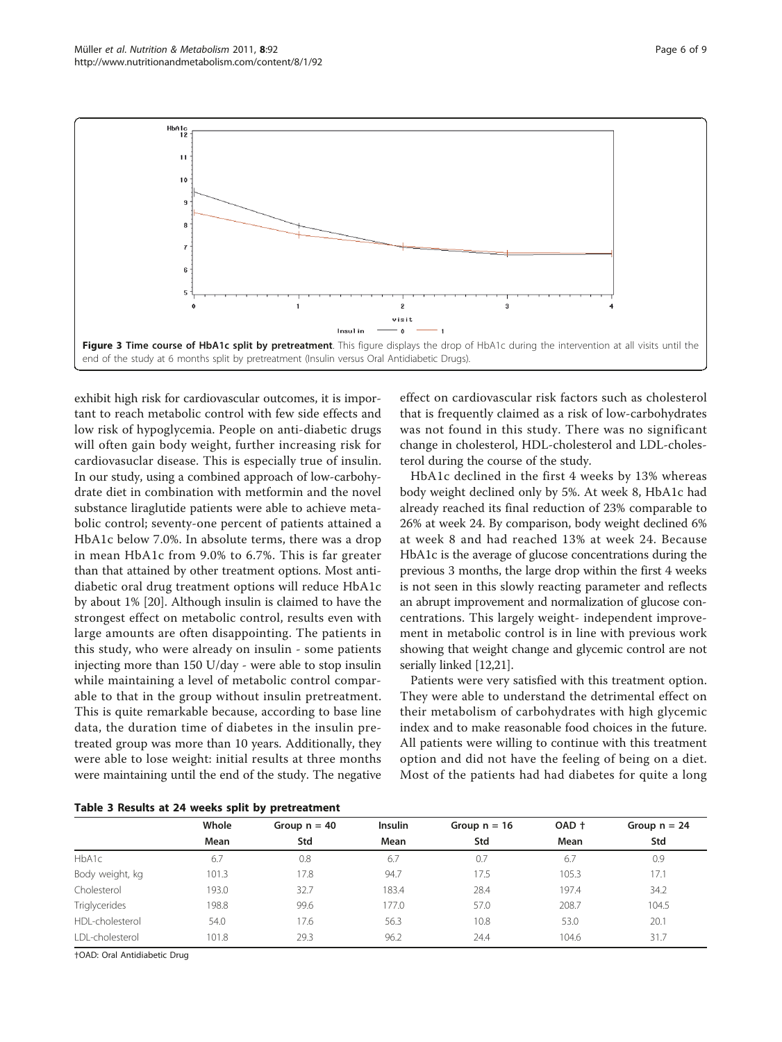**Figure 3 Time course of HbA1c split by pretreatment**. This figure displays the drop of HbA1c during the intervention at all visits until the end of the study at 6 months split by pretreatment (Insulin versus Oral Antidiabetic Drugs).

exhibit high risk for cardiovascular outcomes, it is important to reach metabolic control with few side effects and low risk of hypoglycemia. People on anti-diabetic drugs will often gain body weight, further increasing risk for cardiovasuclar disease. This is especially true of insulin. In our study, using a combined approach of low-carbohydrate diet in combination with metformin and the novel substance liraglutide patients were able to achieve metabolic control; seventy-one percent of patients attained a HbA1c below 7.0%. In absolute terms, there was a drop in mean HbA1c from 9.0% to 6.7%. This is far greater than that attained by other treatment options. Most antidiabetic oral drug treatment options will reduce HbA1c by about 1% [20]. Although insulin is claimed to have the strongest effect on metabolic control, results even with large amounts are often disappointing. The patients in this study, who were already on insulin - some patients injecting more than 150 U/day - were able to stop insulin while maintaining a level of metabolic control comparable to that in the group without insulin pretreatment. This is quite remarkable because, according to base line data, the duration time of diabetes in the insulin pretreated group was more than 10 years. Additionally, they were able to lose weight: initial results at three months were maintaining until the end of the study. The negative effect on cardiovascular risk factors such as cholesterol that is frequently claimed as a risk of low-carbohydrates was not found in this study. There was no significant change in cholesterol, HDL-cholesterol and LDL-cholesterol during the course of the study.

HbA1c declined in the first 4 weeks by 13% whereas body weight declined only by 5%. At week 8, HbA1c had already reached its final reduction of 23% comparable to 26% at week 24. By comparison, body weight declined 6% at week 8 and had reached 13% at week 24. Because HbA1c is the average of glucose concentrations during the previous 3 months, the large drop within the first 4 weeks is not seen in this slowly reacting parameter and reflects an abrupt improvement and normalization of glucose concentrations. This largely weight- independent improvement in metabolic control is in line with previous work showing that weight change and glycemic control are not serially linked [12,21].

Patients were very satisfied with this treatment option. They were able to understand the detrimental effect on their metabolism of carbohydrates with high glycemic index and to make reasonable food choices in the future. All patients were willing to continue with this treatment option and did not have the feeling of being on a diet. Most of the patients had had diabetes for quite a long

**Table 3 Results at 24 weeks split by pretreatment**

| | Whole | Group n = 40 | Insulin | Group n = 16 | OAD † | Group n = 24 |
|---|---|---|---|---|---|---|
| | Mean | Std | Mean | Std | Mean | Std |
| HbA1c | 6.7 | 0.8 | 6.7 | 0.7 | 6.7 | 0.9 |
| Body weight, kg | 101.3 | 17.8 | 94.7 | 17.5 | 105.3 | 17.1 |
| Cholesterol | 193.0 | 32.7 | 183.4 | 28.4 | 197.4 | 34.2 |
| Triglycerides | 198.8 | 99.6 | 177.0 | 57.0 | 208.7 | 104.5 |
| HDL-cholesterol | 54.0 | 17.6 | 56.3 | 10.8 | 53.0 | 20.1 |
| LDL-cholesterol | 101.8 | 29.3 | 96.2 | 24.4 | 104.6 | 31.7 |

†OAD: Oral Antidiabetic Drug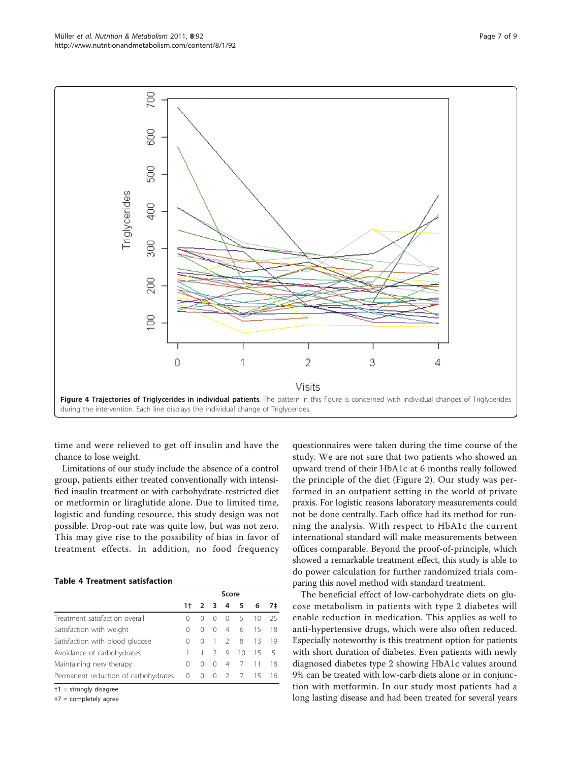**Figure 4 Trajectories of Triglycerides in individual patients**. The pattern in this figure is concerned with individual changes of Triglycerides during the intervention. Each line displays the individual change of Triglycerides.

time and were relieved to get off insulin and have the chance to lose weight.

Limitations of our study include the absence of a control group, patients either treated conventionally with intensified insulin treatment or with carbohydrate-restricted diet or metformin or liraglutide alone. Due to limited time, logistic and funding resource, this study design was not possible. Drop-out rate was quite low, but was not zero. This may give rise to the possibility of bias in favor of treatment effects. In addition, no food frequency questionnaires were taken during the time course of the study. We are not sure that two patients who showed an upward trend of their HbA1c at 6 months really followed the principle of the diet (Figure 2). Our study was performed in an outpatient setting in the world of private praxis. For logistic reasons laboratory measurements could not be done centrally. Each office had its method for running the analysis. With respect to HbA1c the current international standard will make measurements between offices comparable. Beyond the proof-of-principle, which showed a remarkable treatment effect, this study is able to do power calculation for further randomized trials comparing this novel method with standard treatment.

**Table 4 Treatment satisfaction**

| | Score | | | | | | |
|---|---|---|---|---|---|---|---|
| | 1† | 2 | 3 | 4 | 5 | 6 | 7‡ |
| Treatment satisfaction overall | 0 | 0 | 0 | 0 | 5 | 10 | 25 |
| Satisfaction with weight | 0 | 0 | 0 | 4 | 6 | 15 | 18 |
| Satisfaction with blood glucose | 0 | 0 | 1 | 2 | 8 | 13 | 19 |
| Avoidance of carbohydrates | 1 | 1 | 2 | 9 | 10 | 15 | 5 |
| Maintaining new therapy | 0 | 0 | 0 | 4 | 7 | 11 | 18 |
| Permanent reduction of carbohydrates | 0 | 0 | 0 | 2 | 7 | 15 | 16 |

†1 = strongly disagree

‡7 = completely agree

The beneficial effect of low-carbohydrate diets on glucose metabolism in patients with type 2 diabetes will enable reduction in medication. This applies as well to anti-hypertensive drugs, which were also often reduced. Especially noteworthy is this treatment option for patients with short duration of diabetes. Even patients with newly diagnosed diabetes type 2 showing HbA1c values around 9% can be treated with low-carb diets alone or in conjunction with metformin. In our study most patients had a long lasting disease and had been treated for several years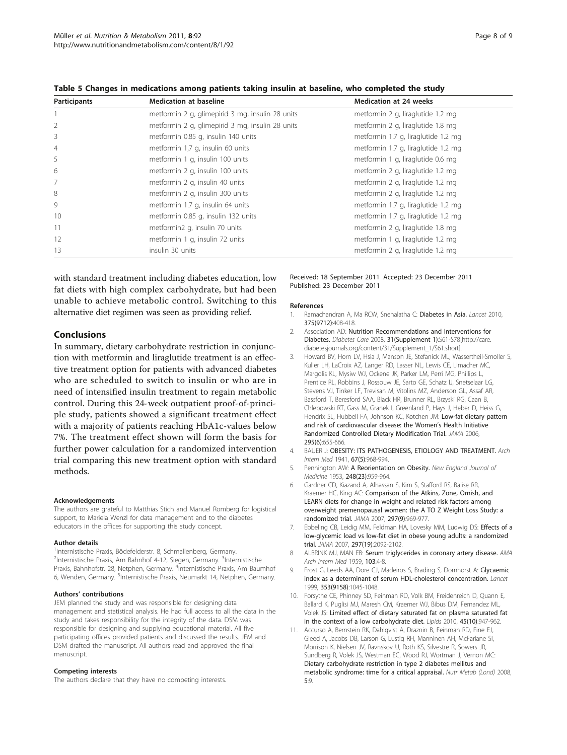**Table 5 Changes in medications among patients taking insulin at baseline, who completed the study**

| Participants | Medication at baseline | Medication at 24 weeks |
| --- | --- | --- |
| 1 | metformin 2 g, glimepirid 3 mg, insulin 28 units | metformin 2 g, liraglutide 1.2 mg |
| 2 | metformin 2 g, glimepirid 3 mg, insulin 28 units | metformin 2 g, liraglutide 1.8 mg |
| 3 | metformin 0.85 g, insulin 140 units | metformin 1.7 g, liraglutide 1.2 mg |
| 4 | metformin 1,7 g, insulin 60 units | metformin 1.7 g, liraglutide 1.2 mg |
| 5 | metformin 1 g, insulin 100 units | metformin 1 g, liraglutide 0.6 mg |
| 6 | metformin 2 g, insulin 100 units | metformin 2 g, liraglutide 1.2 mg |
| 7 | metformin 2 g, insulin 40 units | metformin 2 g, liraglutide 1.2 mg |
| 8 | metformin 2 g, insulin 300 units | metformin 2 g, liraglutide 1.2 mg |
| 9 | metformin 1.7 g, insulin 64 units | metformin 1.7 g, liraglutide 1.2 mg |
| 10 | metformin 0.85 g, insulin 132 units | metformin 1.7 g, liraglutide 1.2 mg |
| 11 | metformin2 g, insulin 70 units | metformin 2 g, liraglutide 1.8 mg |
| 12 | metformin 1 g, insulin 72 units | metformin 1 g, liraglutide 1.2 mg |
| 13 | insulin 30 units | metformin 2 g, liraglutide 1.2 mg |

with standard treatment including diabetes education, low fat diets with high complex carbohydrate, but had been unable to achieve metabolic control. Switching to this alternative diet regimen was seen as providing relief.

## Conclusions

In summary, dietary carbohydrate restriction in conjunction with metformin and liraglutide treatment is an effective treatment option for patients with advanced diabetes who are scheduled to switch to insulin or who are in need of intensified insulin treatment to regain metabolic control. During this 24-week outpatient proof-of-principle study, patients showed a significant treatment effect with a majority of patients reaching HbA1c-values below 7%. The treatment effect shown will form the basis for further power calculation for a randomized intervention trial comparing this new treatment option with standard methods.

#### Acknowledgements

The authors are grateful to Matthias Stich and Manuel Romberg for logistical support, to Mariela Wenzl for data management and to the diabetes educators in the offices for supporting this study concept.

#### Author details

[1]Internistische Praxis, Bödefelderstr. 8, Schmallenberg, Germany. [2]Internistische Praxis, Am Bahnhof 4-12, Siegen, Germany. [3]Internistische Praxis, Bahnhofstr. 28, Netphen, Germany. [4]Internistische Praxis, Am Baumhof 6, Wenden, Germany. [5]Internistische Praxis, Neumarkt 14, Netphen, Germany.

#### Authors' contributions

JEM planned the study and was responsible for designing data management and statistical analysis. He had full access to all the data in the study and takes responsibility for the integrity of the data. DSM was responsible for designing and supplying educational material. All five participating offices provided patients and discussed the results. JEM and DSM drafted the manuscript. All authors read and approved the final manuscript.

#### Competing interests

The authors declare that they have no competing interests.

Received: 18 September 2011 Accepted: 23 December 2011
Published: 23 December 2011

#### References

1. Ramachandran A, Ma RCW, Snehalatha C: **Diabetes in Asia.** *Lancet* 2010, **375(9712)**:408-418.
2. Association AD: **Nutrition Recommendations and Interventions for Diabetes.** *Diabetes Care* 2008, **31(Supplement 1)**:S61-S78[http://care.diabetesjournals.org/content/31/Supplement_1/S61.short].
3. Howard BV, Horn LV, Hsia J, Manson JE, Stefanick ML, Wassertheil-Smoller S, Kuller LH, LaCroix AZ, Langer RD, Lasser NL, Lewis CE, Limacher MC, Margolis KL, Mysiw WJ, Ockene JK, Parker LM, Perri MG, Phillips L, Prentice RL, Robbins J, Rossouw JE, Sarto GE, Schatz IJ, Snetselaar LG, Stevens VJ, Tinker LF, Trevisan M, Vitolins MZ, Anderson GL, Assaf AR, Bassford T, Beresford SAA, Black HR, Brunner RL, Brzyski RG, Caan B, Chlebowski RT, Gass M, Granek I, Greenland P, Hays J, Heber D, Heiss G, Hendrix SL, Hubbell FA, Johnson KC, Kotchen JM: **Low-fat dietary pattern and risk of cardiovascular disease: the Women's Health Initiative Randomized Controlled Dietary Modification Trial.** *JAMA* 2006, **295(6)**:655-666.
4. BAUER J: **OBESITY: ITS PATHOGENESIS, ETIOLOGY AND TREATMENT.** *Arch Intern Med* 1941, **67(5)**:968-994.
5. Pennington AW: **A Reorientation on Obesity.** *New England Journal of Medicine* 1953, **248(23)**:959-964.
6. Gardner CD, Kiazand A, Alhassan S, Kim S, Stafford RS, Balise RR, Kraemer HC, King AC: **Comparison of the Atkins, Zone, Ornish, and LEARN diets for change in weight and related risk factors among overweight premenopausal women: the A TO Z Weight Loss Study: a randomized trial.** *JAMA* 2007, **297(9)**:969-977.
7. Ebbeling CB, Leidig MM, Feldman HA, Lovesky MM, Ludwig DS: **Effects of a low-glycemic load vs low-fat diet in obese young adults: a randomized trial.** *JAMA* 2007, **297(19)**:2092-2102.
8. ALBRINK MJ, MAN EB: **Serum triglycerides in coronary artery disease.** *AMA Arch Intern Med* 1959, **103**:4-8.
9. Frost G, Leeds AA, Dore CJ, Madeiros S, Brading S, Dornhorst A: **Glycaemic index as a determinant of serum HDL-cholesterol concentration.** *Lancet* 1999, **353(9158)**:1045-1048.
10. Forsythe CE, Phinney SD, Feinman RD, Volk BM, Freidenreich D, Quann E, Ballard K, Puglisi MJ, Maresh CM, Kraemer WJ, Bibus DM, Fernandez ML, Volek JS: **Limited effect of dietary saturated fat on plasma saturated fat in the context of a low carbohydrate diet.** *Lipids* 2010, **45(10)**:947-962.
11. Accurso A, Bernstein RK, Dahlqvist A, Draznin B, Feinman RD, Fine EJ, Gleed A, Jacobs DB, Larson G, Lustig RH, Manninen AH, McFarlane SI, Morrison K, Nielsen JV, Ravnskov U, Roth KS, Silvestre R, Sowers JR, Sundberg R, Volek JS, Westman EC, Wood RJ, Wortman J, Vernon MC: **Dietary carbohydrate restriction in type 2 diabetes mellitus and metabolic syndrome: time for a critical appraisal.** *Nutr Metab (Lond)* 2008, **5**:9.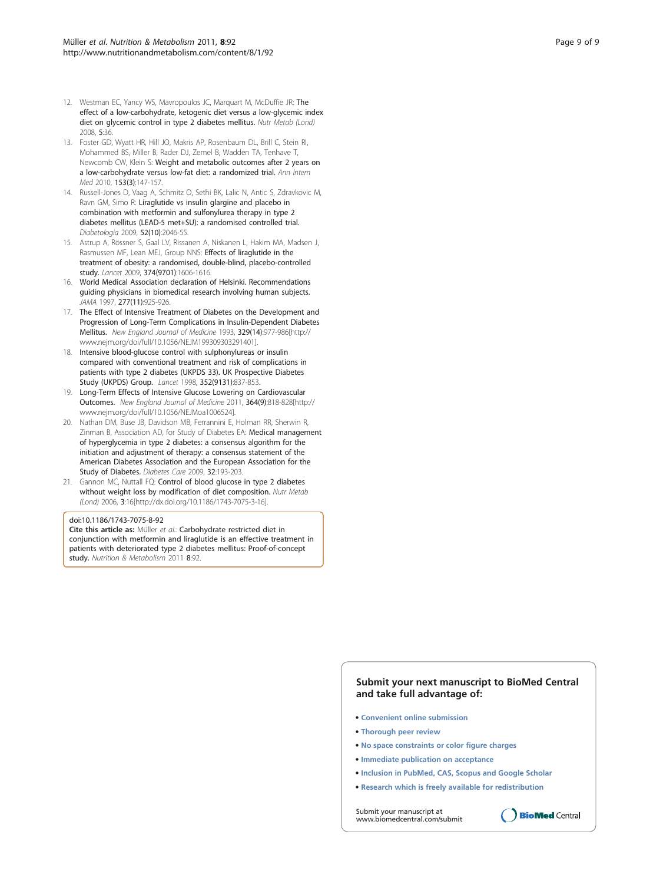12. Westman EC, Yancy WS, Mavropoulos JC, Marquart M, McDuffie JR: **The effect of a low-carbohydrate, ketogenic diet versus a low-glycemic index diet on glycemic control in type 2 diabetes mellitus.** *Nutr Metab (Lond)* 2008, **5**:36.
13. Foster GD, Wyatt HR, Hill JO, Makris AP, Rosenbaum DL, Brill C, Stein RI, Mohammed BS, Miller B, Rader DJ, Zemel B, Wadden TA, Tenhave T, Newcomb CW, Klein S: **Weight and metabolic outcomes after 2 years on a low-carbohydrate versus low-fat diet: a randomized trial.** *Ann Intern Med* 2010, **153(3)**:147-157.
14. Russell-Jones D, Vaag A, Schmitz O, Sethi BK, Lalic N, Antic S, Zdravkovic M, Ravn GM, Simo R: **Liraglutide vs insulin glargine and placebo in combination with metformin and sulfonylurea therapy in type 2 diabetes mellitus (LEAD-5 met+SU): a randomised controlled trial.** *Diabetologia* 2009, **52(10)**:2046-55.
15. Astrup A, Rössner S, Gaal LV, Rissanen A, Niskanen L, Hakim MA, Madsen J, Rasmussen MF, Lean MEJ, Group NNS: **Effects of liraglutide in the treatment of obesity: a randomised, double-blind, placebo-controlled study.** *Lancet* 2009, **374(9701)**:1606-1616.
16. **World Medical Association declaration of Helsinki. Recommendations guiding physicians in biomedical research involving human subjects.** *JAMA* 1997, **277(11)**:925-926.
17. **The Effect of Intensive Treatment of Diabetes on the Development and Progression of Long-Term Complications in Insulin-Dependent Diabetes Mellitus.** *New England Journal of Medicine* 1993, **329(14)**:977-986[http://www.nejm.org/doi/full/10.1056/NEJM199309303291401].
18. **Intensive blood-glucose control with sulphonylureas or insulin compared with conventional treatment and risk of complications in patients with type 2 diabetes (UKPDS 33). UK Prospective Diabetes Study (UKPDS) Group.** *Lancet* 1998, **352(9131)**:837-853.
19. **Long-Term Effects of Intensive Glucose Lowering on Cardiovascular Outcomes.** *New England Journal of Medicine* 2011, **364(9)**:818-828[http://www.nejm.org/doi/full/10.1056/NEJMoa1006524].
20. Nathan DM, Buse JB, Davidson MB, Ferrannini E, Holman RR, Sherwin R, Zinman B, Association AD, for Study of Diabetes EA: **Medical management of hyperglycemia in type 2 diabetes: a consensus algorithm for the initiation and adjustment of therapy: a consensus statement of the American Diabetes Association and the European Association for the Study of Diabetes.** *Diabetes Care* 2009, **32**:193-203.
21. Gannon MC, Nuttall FQ: **Control of blood glucose in type 2 diabetes without weight loss by modification of diet composition.** *Nutr Metab (Lond)* 2006, **3**:16[http://dx.doi.org/10.1186/1743-7075-3-16].

doi:10.1186/1743-7075-8-92

**Cite this article as:** Müller *et al.*: Carbohydrate restricted diet in conjunction with metformin and liraglutide is an effective treatment in patients with deteriorated type 2 diabetes mellitus: Proof-of-concept study. *Nutrition & Metabolism* 2011 **8**:92.

**Submit your next manuscript to BioMed Central and take full advantage of:**

- Convenient online submission
- Thorough peer review
- No space constraints or color figure charges
- Immediate publication on acceptance
- Inclusion in PubMed, CAS, Scopus and Google Scholar
- Research which is freely available for redistribution

Submit your manuscript at www.biomedcentral.com/submit